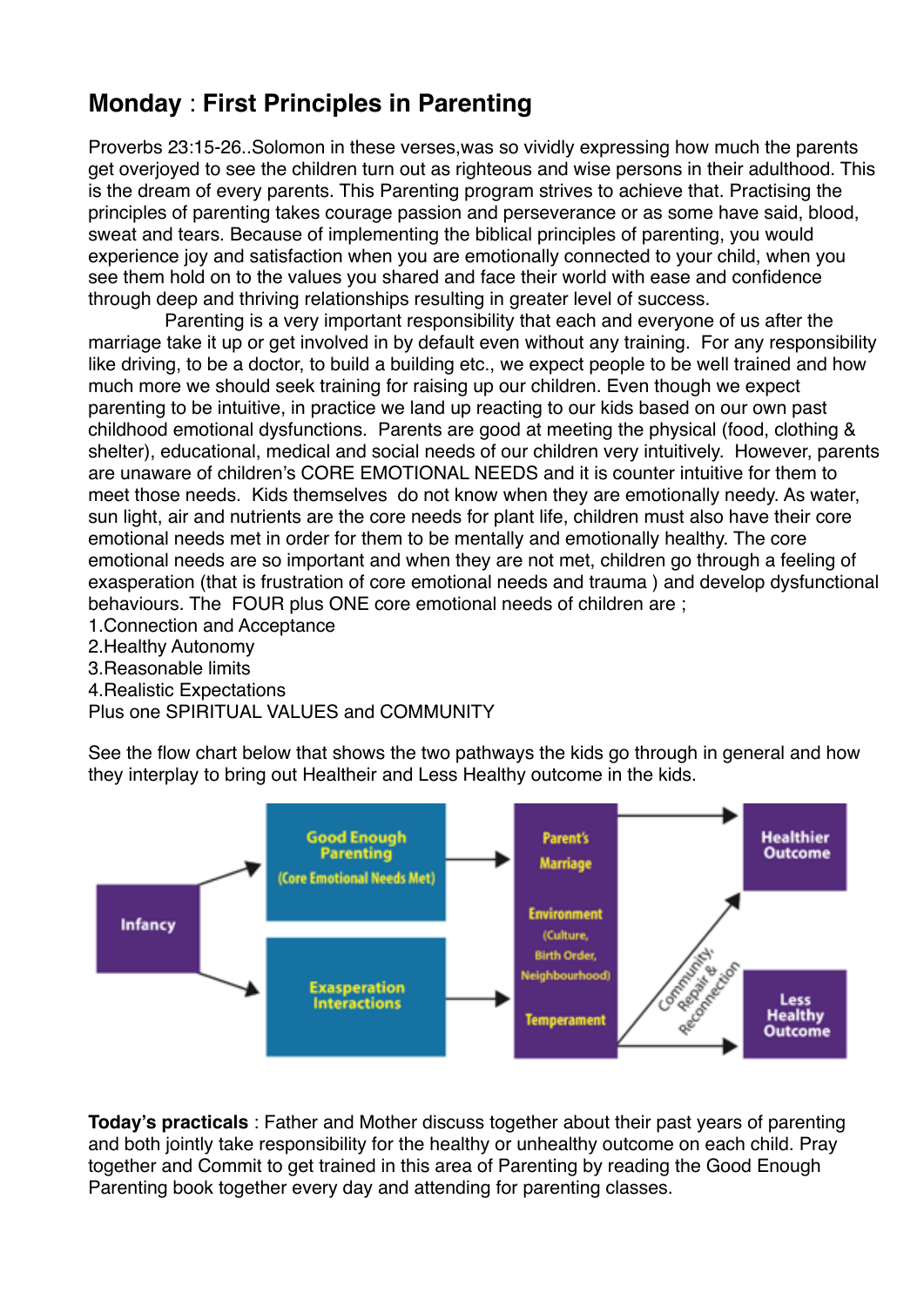## Monday : First Principles in Parenting

Proverbs 23:15-26..Solomon in these verses,was so vividly expressing how much the parents get overjoyed to see the children turn out as righteous and wise persons in their adulthood. This is the dream of every parents. This Parenting program strives to achieve that. Practising the principles of parenting takes courage passion and perseverance or as some have said, blood, sweat and tears. Because of implementing the biblical principles of parenting, you would experience joy and satisfaction when you are emotionally connected to your child, when you see them hold on to the values you shared and face their world with ease and confidence through deep and thriving relationships resulting in greater level of success.

Parenting is a very important responsibility that each and everyone of us after the marriage take it up or get involved in by default even without any training. For any responsibility like driving, to be a doctor, to build a building etc., we expect people to be well trained and how much more we should seek training for raising up our children. Even though we expect parenting to be intuitive, in practice we land up reacting to our kids based on our own past childhood emotional dysfunctions. Parents are good at meeting the physical (food, clothing & shelter), educational, medical and social needs of our children very intuitively. However, parents are unaware of children's CORE EMOTIONAL NEEDS and it is counter intuitive for them to meet those needs. Kids themselves do not know when they are emotionally needy. As water, sun light, air and nutrients are the core needs for plant life, children must also have their core emotional needs met in order for them to be mentally and emotionally healthy. The core emotional needs are so important and when they are not met, children go through a feeling of exasperation (that is frustration of core emotional needs and trauma ) and develop dysfunctional behaviours. The FOUR plus ONE core emotional needs of children are ;

1. Connection and Acceptance
2. Healthy Autonomy
3. Reasonable limits
4. Realistic Expectations

Plus one SPIRITUAL VALUES and COMMUNITY

See the flow chart below that shows the two pathways the kids go through in general and how they interplay to bring out Healtheir and Less Healthy outcome in the kids.

**Today's practicals** : Father and Mother discuss together about their past years of parenting and both jointly take responsibility for the healthy or unhealthy outcome on each child. Pray together and Commit to get trained in this area of Parenting by reading the Good Enough Parenting book together every day and attending for parenting classes.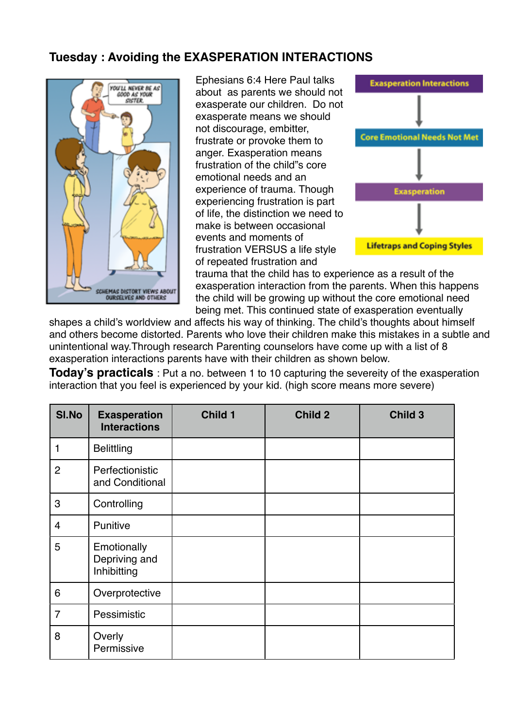## Tuesday : Avoiding the EXASPERATION INTERACTIONS

Ephesians 6:4 Here Paul talks about as parents we should not exasperate our children. Do not exasperate means we should not discourage, embitter, frustrate or provoke them to anger. Exasperation means frustration of the child"s core emotional needs and an experience of trauma. Though experiencing frustration is part of life, the distinction we need to make is between occasional events and moments of frustration VERSUS a life style of repeated frustration and trauma that the child has to experience as a result of the exasperation interaction from the parents. When this happens the child will be growing up without the core emotional need being met. This continued state of exasperation eventually shapes a child's worldview and affects his way of thinking. The child's thoughts about himself and others become distorted. Parents who love their children make this mistakes in a subtle and unintentional way.Through research Parenting counselors have come up with a list of 8 exasperation interactions parents have with their children as shown below.

Exasperation Interactions → Core Emotional Needs Not Met → Exasperation → Lifetraps and Coping Styles

**Today's practicals** : Put a no. between 1 to 10 capturing the severeity of the exasperation interaction that you feel is experienced by your kid. (high score means more severe)

| Sl.No | Exasperation Interactions | Child 1 | Child 2 | Child 3 |
|---|---|---|---|---|
| 1 | Belittling | | | |
| 2 | Perfectionistic and Conditional | | | |
| 3 | Controlling | | | |
| 4 | Punitive | | | |
| 5 | Emotionally Depriving and Inhibitting | | | |
| 6 | Overprotective | | | |
| 7 | Pessimistic | | | |
| 8 | Overly Permissive | | | |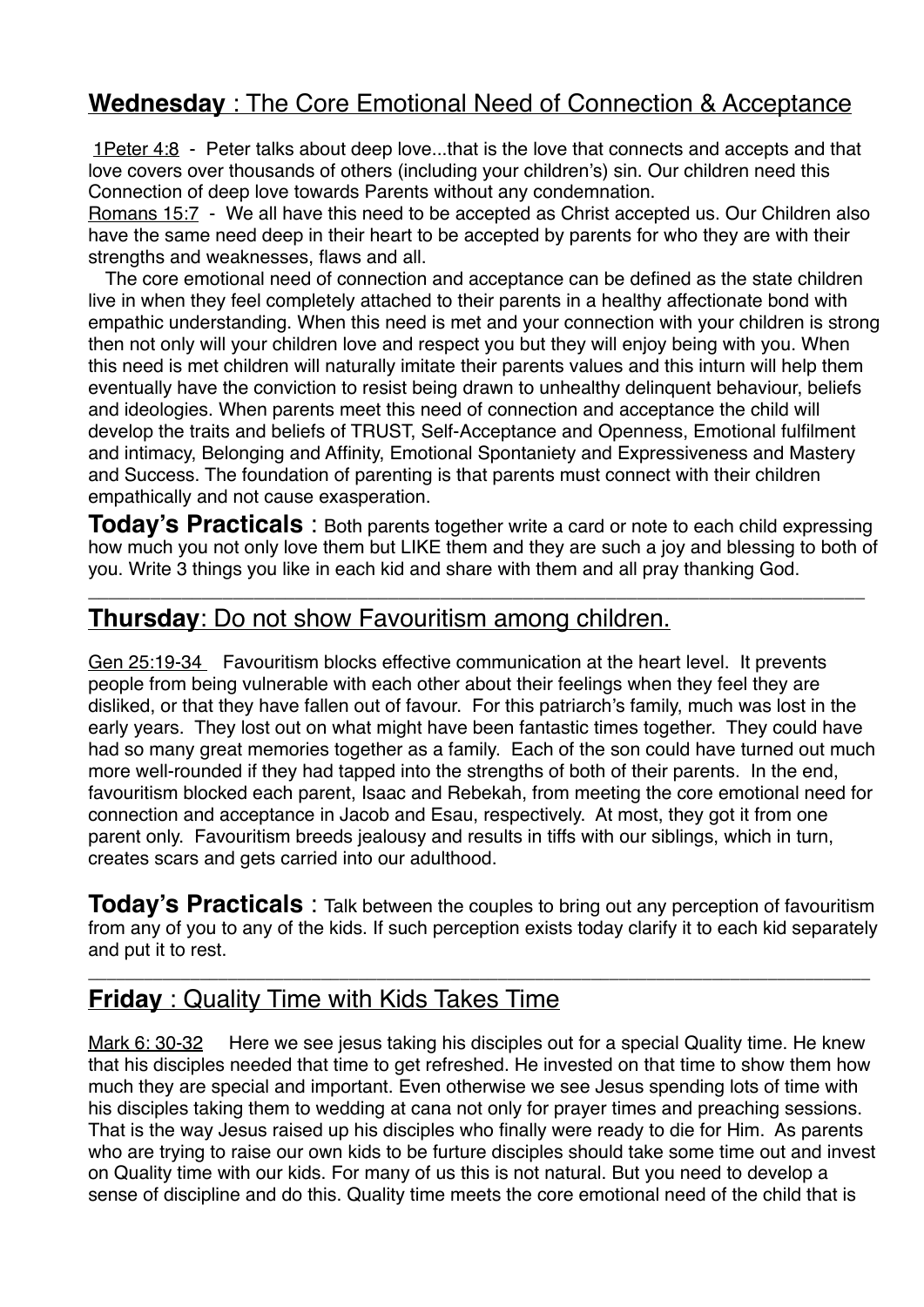## **Wednesday** : The Core Emotional Need of Connection & Acceptance

1Peter 4:8 - Peter talks about deep love...that is the love that connects and accepts and that love covers over thousands of others (including your children's) sin. Our children need this Connection of deep love towards Parents without any condemnation.
Romans 15:7 - We all have this need to be accepted as Christ accepted us. Our Children also have the same need deep in their heart to be accepted by parents for who they are with their strengths and weaknesses, flaws and all.

The core emotional need of connection and acceptance can be defined as the state children live in when they feel completely attached to their parents in a healthy affectionate bond with empathic understanding. When this need is met and your connection with your children is strong then not only will your children love and respect you but they will enjoy being with you. When this need is met children will naturally imitate their parents values and this inturn will help them eventually have the conviction to resist being drawn to unhealthy delinquent behaviour, beliefs and ideologies. When parents meet this need of connection and acceptance the child will develop the traits and beliefs of TRUST, Self-Acceptance and Openness, Emotional fulfilment and intimacy, Belonging and Affinity, Emotional Spontaniety and Expressiveness and Mastery and Success. The foundation of parenting is that parents must connect with their children empathically and not cause exasperation.

**Today's Practicals** : Both parents together write a card or note to each child expressing how much you not only love them but LIKE them and they are such a joy and blessing to both of you. Write 3 things you like in each kid and share with them and all pray thanking God.

---

## **Thursday**: Do not show Favouritism among children.

Gen 25:19-34 Favouritism blocks effective communication at the heart level. It prevents people from being vulnerable with each other about their feelings when they feel they are disliked, or that they have fallen out of favour. For this patriarch's family, much was lost in the early years. They lost out on what might have been fantastic times together. They could have had so many great memories together as a family. Each of the son could have turned out much more well-rounded if they had tapped into the strengths of both of their parents. In the end, favouritism blocked each parent, Isaac and Rebekah, from meeting the core emotional need for connection and acceptance in Jacob and Esau, respectively. At most, they got it from one parent only. Favouritism breeds jealousy and results in tiffs with our siblings, which in turn, creates scars and gets carried into our adulthood.

**Today's Practicals** : Talk between the couples to bring out any perception of favouritism from any of you to any of the kids. If such perception exists today clarify it to each kid separately and put it to rest.

---

## **Friday** : Quality Time with Kids Takes Time

Mark 6: 30-32 Here we see jesus taking his disciples out for a special Quality time. He knew that his disciples needed that time to get refreshed. He invested on that time to show them how much they are special and important. Even otherwise we see Jesus spending lots of time with his disciples taking them to wedding at cana not only for prayer times and preaching sessions. That is the way Jesus raised up his disciples who finally were ready to die for Him. As parents who are trying to raise our own kids to be furture disciples should take some time out and invest on Quality time with our kids. For many of us this is not natural. But you need to develop a sense of discipline and do this. Quality time meets the core emotional need of the child that is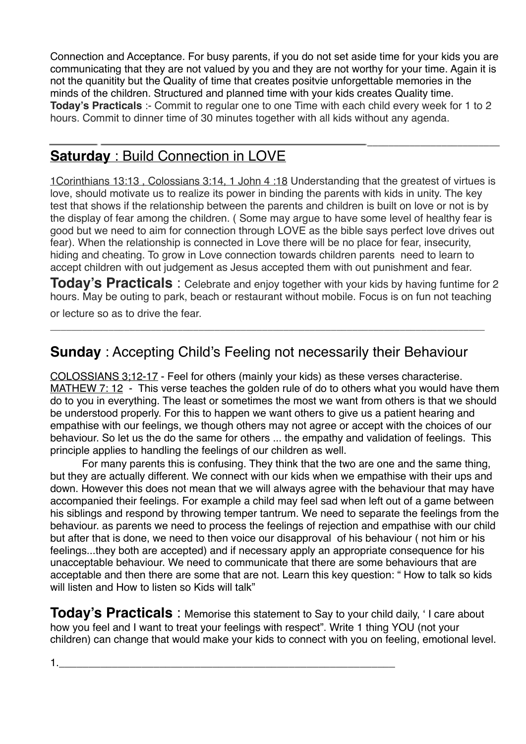Connection and Acceptance. For busy parents, if you do not set aside time for your kids you are communicating that they are not valued by you and they are not worthy for your time. Again it is not the quanitity but the Quality of time that creates positvie unforgettable memories in the minds of the children. Structured and planned time with your kids creates Quality time.
**Today's Practicals** :- Commit to regular one to one Time with each child every week for 1 to 2 hours. Commit to dinner time of 30 minutes together with all kids without any agenda.

---

## **Saturday** : Build Connection in LOVE

1Corinthians 13:13 , Colossians 3:14, 1 John 4 :18 Understanding that the greatest of virtues is love, should motivate us to realize its power in binding the parents with kids in unity. The key test that shows if the relationship between the parents and children is built on love or not is by the display of fear among the children. ( Some may argue to have some level of healthy fear is good but we need to aim for connection through LOVE as the bible says perfect love drives out fear). When the relationship is connected in Love there will be no place for fear, insecurity, hiding and cheating. To grow in Love connection towards children parents need to learn to accept children with out judgement as Jesus accepted them with out punishment and fear.

**Today's Practicals** : Celebrate and enjoy together with your kids by having funtime for 2 hours. May be outing to park, beach or restaurant without mobile. Focus is on fun not teaching or lecture so as to drive the fear.

---

## **Sunday** : Accepting Child's Feeling not necessarily their Behaviour

COLOSSIANS 3;12-17 - Feel for others (mainly your kids) as these verses characterise.
MATHEW 7: 12 - This verse teaches the golden rule of do to others what you would have them do to you in everything. The least or sometimes the most we want from others is that we should be understood properly. For this to happen we want others to give us a patient hearing and empathise with our feelings, we though others may not agree or accept with the choices of our behaviour. So let us the do the same for others ... the empathy and validation of feelings. This principle applies to handling the feelings of our children as well.

For many parents this is confusing. They think that the two are one and the same thing, but they are actually different. We connect with our kids when we empathise with their ups and down. However this does not mean that we will always agree with the behaviour that may have accompanied their feelings. For example a child may feel sad when left out of a game between his siblings and respond by throwing temper tantrum. We need to separate the feelings from the behaviour. as parents we need to process the feelings of rejection and empathise with our child but after that is done, we need to then voice our disapproval of his behaviour ( not him or his feelings...they both are accepted) and if necessary apply an appropriate consequence for his unacceptable behaviour. We need to communicate that there are some behaviours that are acceptable and then there are some that are not. Learn this key question: " How to talk so kids will listen and How to listen so Kids will talk"

**Today's Practicals** : Memorise this statement to Say to your child daily, ' I care about how you feel and I want to treat your feelings with respect". Write 1 thing YOU (not your children) can change that would make your kids to connect with you on feeling, emotional level.

1.____________________________________________________________